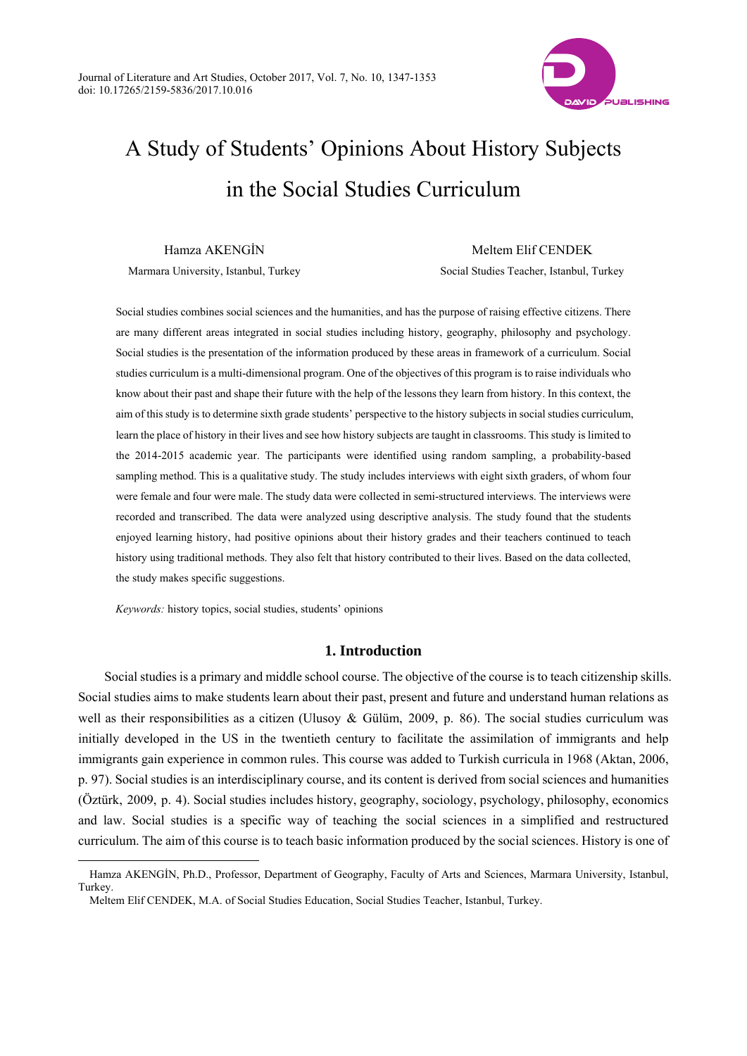# A Study of Students' Opinions About History Subjects in the Social Studies Curriculum

Hamza AKENGİN
Marmara University, Istanbul, Turkey

Meltem Elif CENDEK
Social Studies Teacher, Istanbul, Turkey

Social studies combines social sciences and the humanities, and has the purpose of raising effective citizens. There are many different areas integrated in social studies including history, geography, philosophy and psychology. Social studies is the presentation of the information produced by these areas in framework of a curriculum. Social studies curriculum is a multi-dimensional program. One of the objectives of this program is to raise individuals who know about their past and shape their future with the help of the lessons they learn from history. In this context, the aim of this study is to determine sixth grade students' perspective to the history subjects in social studies curriculum, learn the place of history in their lives and see how history subjects are taught in classrooms. This study is limited to the 2014-2015 academic year. The participants were identified using random sampling, a probability-based sampling method. This is a qualitative study. The study includes interviews with eight sixth graders, of whom four were female and four were male. The study data were collected in semi-structured interviews. The interviews were recorded and transcribed. The data were analyzed using descriptive analysis. The study found that the students enjoyed learning history, had positive opinions about their history grades and their teachers continued to teach history using traditional methods. They also felt that history contributed to their lives. Based on the data collected, the study makes specific suggestions.

*Keywords:* history topics, social studies, students' opinions

## 1. Introduction

Social studies is a primary and middle school course. The objective of the course is to teach citizenship skills. Social studies aims to make students learn about their past, present and future and understand human relations as well as their responsibilities as a citizen (Ulusoy & Gülüm, 2009, p. 86). The social studies curriculum was initially developed in the US in the twentieth century to facilitate the assimilation of immigrants and help immigrants gain experience in common rules. This course was added to Turkish curricula in 1968 (Aktan, 2006, p. 97). Social studies is an interdisciplinary course, and its content is derived from social sciences and humanities (Öztürk, 2009, p. 4). Social studies includes history, geography, sociology, psychology, philosophy, economics and law. Social studies is a specific way of teaching the social sciences in a simplified and restructured curriculum. The aim of this course is to teach basic information produced by the social sciences. History is one of

---

Hamza AKENGİN, Ph.D., Professor, Department of Geography, Faculty of Arts and Sciences, Marmara University, Istanbul, Turkey.

Meltem Elif CENDEK, M.A. of Social Studies Education, Social Studies Teacher, Istanbul, Turkey.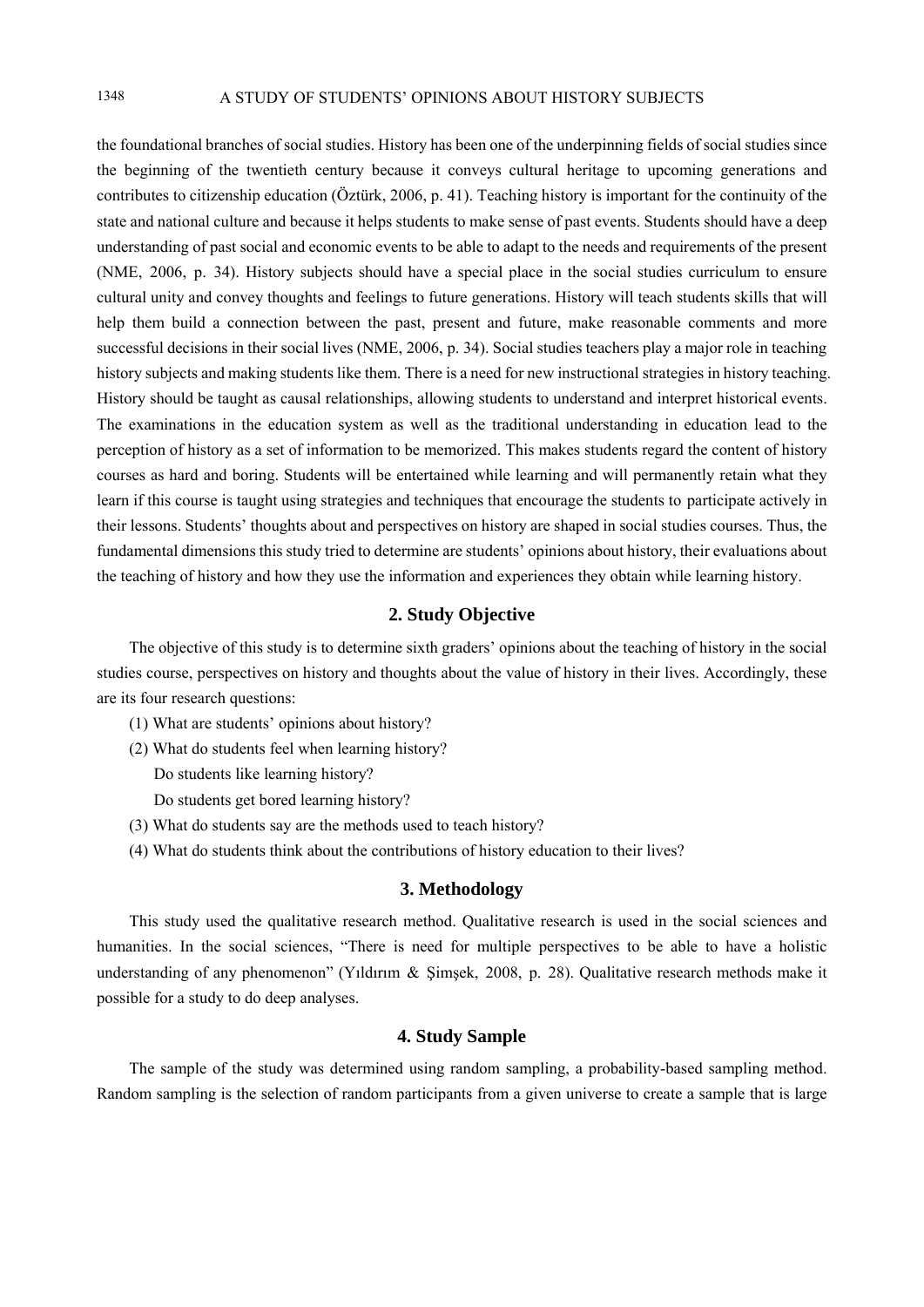the foundational branches of social studies. History has been one of the underpinning fields of social studies since the beginning of the twentieth century because it conveys cultural heritage to upcoming generations and contributes to citizenship education (Öztürk, 2006, p. 41). Teaching history is important for the continuity of the state and national culture and because it helps students to make sense of past events. Students should have a deep understanding of past social and economic events to be able to adapt to the needs and requirements of the present (NME, 2006, p. 34). History subjects should have a special place in the social studies curriculum to ensure cultural unity and convey thoughts and feelings to future generations. History will teach students skills that will help them build a connection between the past, present and future, make reasonable comments and more successful decisions in their social lives (NME, 2006, p. 34). Social studies teachers play a major role in teaching history subjects and making students like them. There is a need for new instructional strategies in history teaching. History should be taught as causal relationships, allowing students to understand and interpret historical events. The examinations in the education system as well as the traditional understanding in education lead to the perception of history as a set of information to be memorized. This makes students regard the content of history courses as hard and boring. Students will be entertained while learning and will permanently retain what they learn if this course is taught using strategies and techniques that encourage the students to participate actively in their lessons. Students' thoughts about and perspectives on history are shaped in social studies courses. Thus, the fundamental dimensions this study tried to determine are students' opinions about history, their evaluations about the teaching of history and how they use the information and experiences they obtain while learning history.

## 2. Study Objective

The objective of this study is to determine sixth graders' opinions about the teaching of history in the social studies course, perspectives on history and thoughts about the value of history in their lives. Accordingly, these are its four research questions:

(1) What are students' opinions about history?

(2) What do students feel when learning history?

Do students like learning history?

Do students get bored learning history?

(3) What do students say are the methods used to teach history?

(4) What do students think about the contributions of history education to their lives?

## 3. Methodology

This study used the qualitative research method. Qualitative research is used in the social sciences and humanities. In the social sciences, "There is need for multiple perspectives to be able to have a holistic understanding of any phenomenon" (Yıldırım & Şimşek, 2008, p. 28). Qualitative research methods make it possible for a study to do deep analyses.

## 4. Study Sample

The sample of the study was determined using random sampling, a probability-based sampling method. Random sampling is the selection of random participants from a given universe to create a sample that is large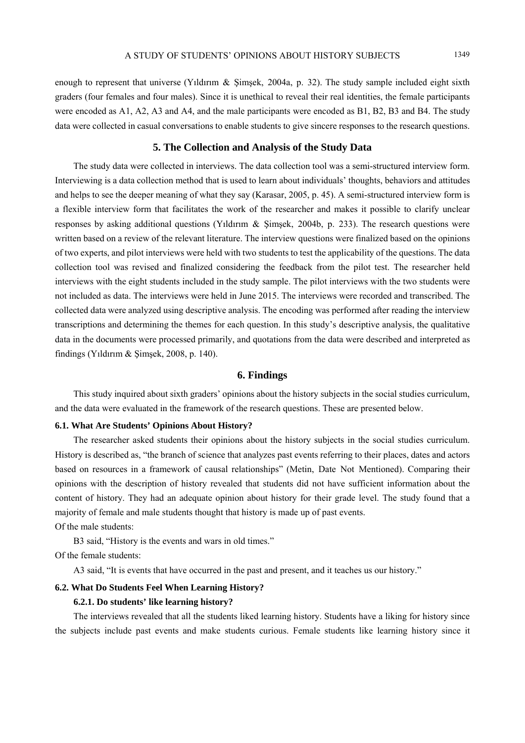enough to represent that universe (Yıldırım & Şimşek, 2004a, p. 32). The study sample included eight sixth graders (four females and four males). Since it is unethical to reveal their real identities, the female participants were encoded as A1, A2, A3 and A4, and the male participants were encoded as B1, B2, B3 and B4. The study data were collected in casual conversations to enable students to give sincere responses to the research questions.

## 5. The Collection and Analysis of the Study Data

The study data were collected in interviews. The data collection tool was a semi-structured interview form. Interviewing is a data collection method that is used to learn about individuals' thoughts, behaviors and attitudes and helps to see the deeper meaning of what they say (Karasar, 2005, p. 45). A semi-structured interview form is a flexible interview form that facilitates the work of the researcher and makes it possible to clarify unclear responses by asking additional questions (Yıldırım & Şimşek, 2004b, p. 233). The research questions were written based on a review of the relevant literature. The interview questions were finalized based on the opinions of two experts, and pilot interviews were held with two students to test the applicability of the questions. The data collection tool was revised and finalized considering the feedback from the pilot test. The researcher held interviews with the eight students included in the study sample. The pilot interviews with the two students were not included as data. The interviews were held in June 2015. The interviews were recorded and transcribed. The collected data were analyzed using descriptive analysis. The encoding was performed after reading the interview transcriptions and determining the themes for each question. In this study's descriptive analysis, the qualitative data in the documents were processed primarily, and quotations from the data were described and interpreted as findings (Yıldırım & Şimşek, 2008, p. 140).

## 6. Findings

This study inquired about sixth graders' opinions about the history subjects in the social studies curriculum, and the data were evaluated in the framework of the research questions. These are presented below.

### 6.1. What Are Students' Opinions About History?

The researcher asked students their opinions about the history subjects in the social studies curriculum. History is described as, "the branch of science that analyzes past events referring to their places, dates and actors based on resources in a framework of causal relationships" (Metin, Date Not Mentioned). Comparing their opinions with the description of history revealed that students did not have sufficient information about the content of history. They had an adequate opinion about history for their grade level. The study found that a majority of female and male students thought that history is made up of past events.

Of the male students:

B3 said, "History is the events and wars in old times."

Of the female students:

A3 said, "It is events that have occurred in the past and present, and it teaches us our history."

### 6.2. What Do Students Feel When Learning History?

#### 6.2.1. Do students' like learning history?

The interviews revealed that all the students liked learning history. Students have a liking for history since the subjects include past events and make students curious. Female students like learning history since it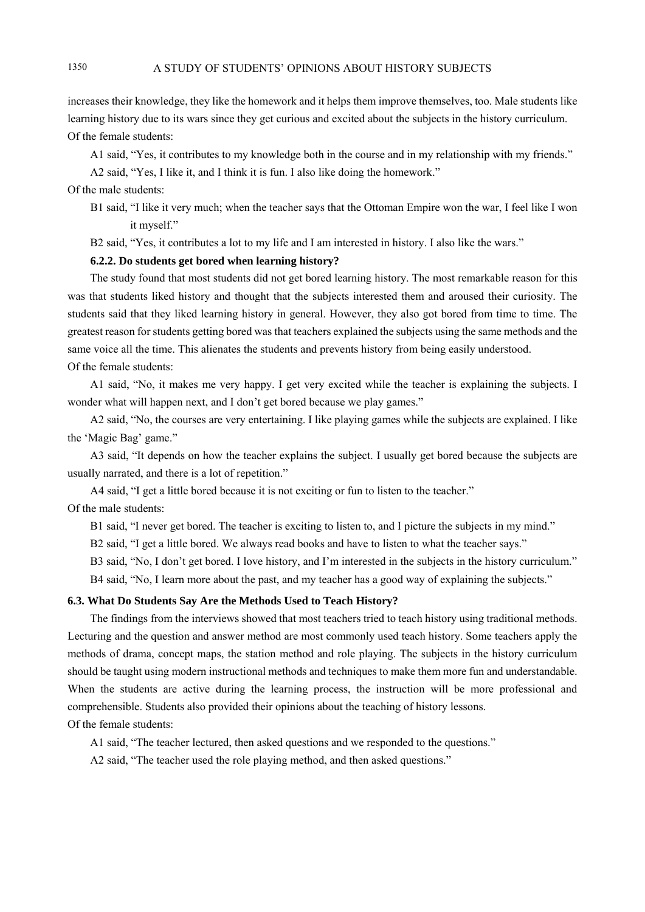increases their knowledge, they like the homework and it helps them improve themselves, too. Male students like learning history due to its wars since they get curious and excited about the subjects in the history curriculum.

Of the female students:

A1 said, "Yes, it contributes to my knowledge both in the course and in my relationship with my friends."

A2 said, "Yes, I like it, and I think it is fun. I also like doing the homework."

Of the male students:

B1 said, "I like it very much; when the teacher says that the Ottoman Empire won the war, I feel like I won it myself."

B2 said, "Yes, it contributes a lot to my life and I am interested in history. I also like the wars."

#### 6.2.2. Do students get bored when learning history?

The study found that most students did not get bored learning history. The most remarkable reason for this was that students liked history and thought that the subjects interested them and aroused their curiosity. The students said that they liked learning history in general. However, they also got bored from time to time. The greatest reason for students getting bored was that teachers explained the subjects using the same methods and the same voice all the time. This alienates the students and prevents history from being easily understood.

Of the female students:

A1 said, "No, it makes me very happy. I get very excited while the teacher is explaining the subjects. I wonder what will happen next, and I don't get bored because we play games."

A2 said, "No, the courses are very entertaining. I like playing games while the subjects are explained. I like the 'Magic Bag' game."

A3 said, "It depends on how the teacher explains the subject. I usually get bored because the subjects are usually narrated, and there is a lot of repetition."

A4 said, "I get a little bored because it is not exciting or fun to listen to the teacher."

Of the male students:

B1 said, "I never get bored. The teacher is exciting to listen to, and I picture the subjects in my mind."

B2 said, "I get a little bored. We always read books and have to listen to what the teacher says."

B3 said, "No, I don't get bored. I love history, and I'm interested in the subjects in the history curriculum."

B4 said, "No, I learn more about the past, and my teacher has a good way of explaining the subjects."

### 6.3. What Do Students Say Are the Methods Used to Teach History?

The findings from the interviews showed that most teachers tried to teach history using traditional methods. Lecturing and the question and answer method are most commonly used teach history. Some teachers apply the methods of drama, concept maps, the station method and role playing. The subjects in the history curriculum should be taught using modern instructional methods and techniques to make them more fun and understandable. When the students are active during the learning process, the instruction will be more professional and comprehensible. Students also provided their opinions about the teaching of history lessons.

Of the female students:

A1 said, "The teacher lectured, then asked questions and we responded to the questions."

A2 said, "The teacher used the role playing method, and then asked questions."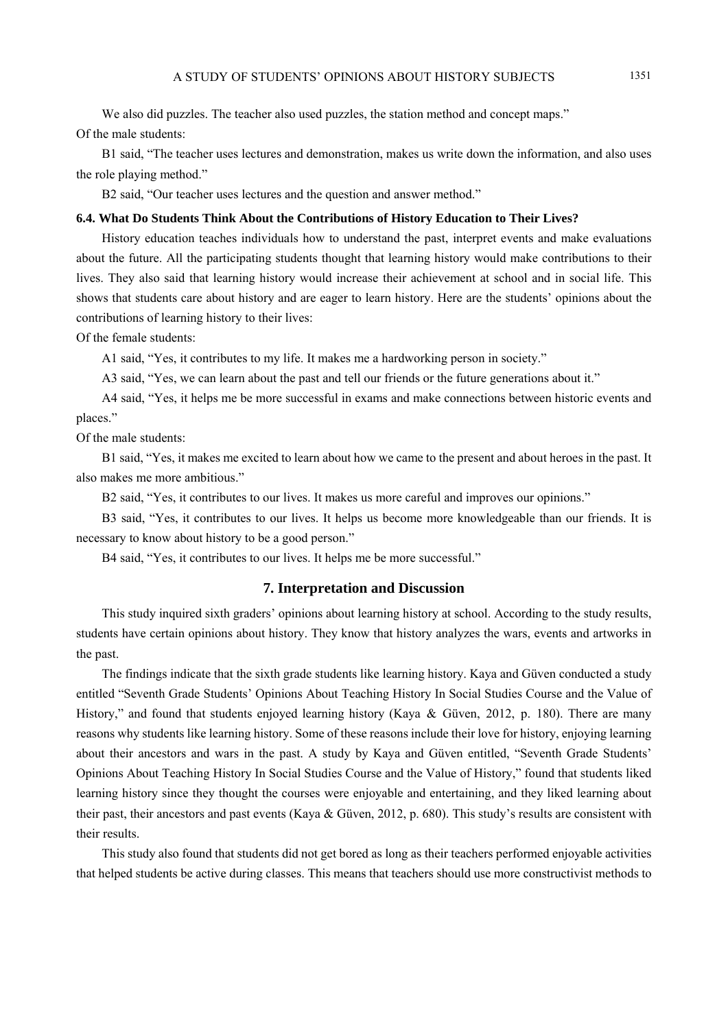We also did puzzles. The teacher also used puzzles, the station method and concept maps."

Of the male students:

B1 said, "The teacher uses lectures and demonstration, makes us write down the information, and also uses the role playing method."

B2 said, "Our teacher uses lectures and the question and answer method."

### 6.4. What Do Students Think About the Contributions of History Education to Their Lives?

History education teaches individuals how to understand the past, interpret events and make evaluations about the future. All the participating students thought that learning history would make contributions to their lives. They also said that learning history would increase their achievement at school and in social life. This shows that students care about history and are eager to learn history. Here are the students' opinions about the contributions of learning history to their lives:

Of the female students:

A1 said, "Yes, it contributes to my life. It makes me a hardworking person in society."

A3 said, "Yes, we can learn about the past and tell our friends or the future generations about it."

A4 said, "Yes, it helps me be more successful in exams and make connections between historic events and places."

Of the male students:

B1 said, "Yes, it makes me excited to learn about how we came to the present and about heroes in the past. It also makes me more ambitious."

B2 said, "Yes, it contributes to our lives. It makes us more careful and improves our opinions."

B3 said, "Yes, it contributes to our lives. It helps us become more knowledgeable than our friends. It is necessary to know about history to be a good person."

B4 said, "Yes, it contributes to our lives. It helps me be more successful."

## 7. Interpretation and Discussion

This study inquired sixth graders' opinions about learning history at school. According to the study results, students have certain opinions about history. They know that history analyzes the wars, events and artworks in the past.

The findings indicate that the sixth grade students like learning history. Kaya and Güven conducted a study entitled "Seventh Grade Students' Opinions About Teaching History In Social Studies Course and the Value of History," and found that students enjoyed learning history (Kaya & Güven, 2012, p. 180). There are many reasons why students like learning history. Some of these reasons include their love for history, enjoying learning about their ancestors and wars in the past. A study by Kaya and Güven entitled, "Seventh Grade Students' Opinions About Teaching History In Social Studies Course and the Value of History," found that students liked learning history since they thought the courses were enjoyable and entertaining, and they liked learning about their past, their ancestors and past events (Kaya & Güven, 2012, p. 680). This study's results are consistent with their results.

This study also found that students did not get bored as long as their teachers performed enjoyable activities that helped students be active during classes. This means that teachers should use more constructivist methods to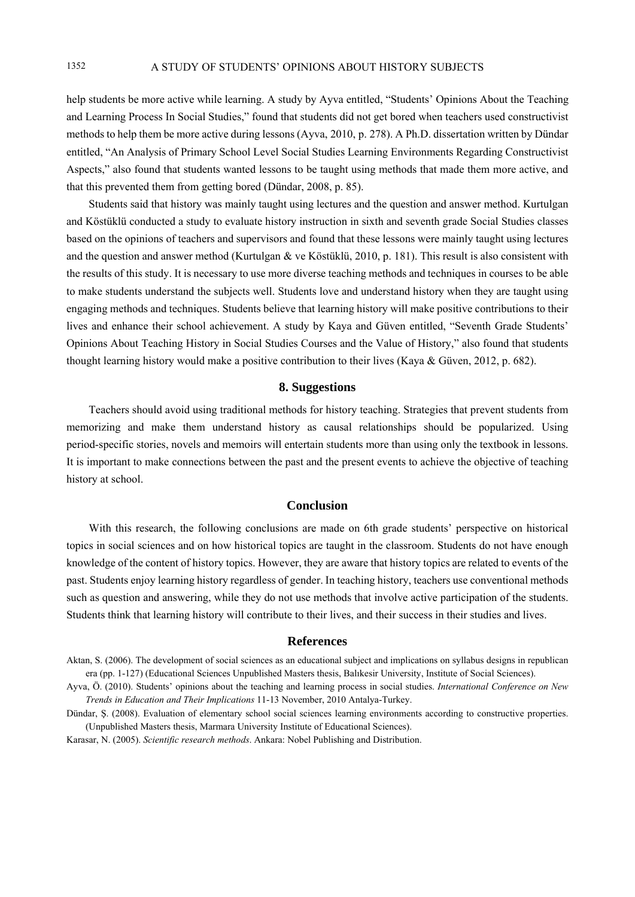help students be more active while learning. A study by Ayva entitled, "Students' Opinions About the Teaching and Learning Process In Social Studies," found that students did not get bored when teachers used constructivist methods to help them be more active during lessons (Ayva, 2010, p. 278). A Ph.D. dissertation written by Dündar entitled, "An Analysis of Primary School Level Social Studies Learning Environments Regarding Constructivist Aspects," also found that students wanted lessons to be taught using methods that made them more active, and that this prevented them from getting bored (Dündar, 2008, p. 85).

Students said that history was mainly taught using lectures and the question and answer method. Kurtulgan and Köstüklü conducted a study to evaluate history instruction in sixth and seventh grade Social Studies classes based on the opinions of teachers and supervisors and found that these lessons were mainly taught using lectures and the question and answer method (Kurtulgan & ve Köstüklü, 2010, p. 181). This result is also consistent with the results of this study. It is necessary to use more diverse teaching methods and techniques in courses to be able to make students understand the subjects well. Students love and understand history when they are taught using engaging methods and techniques. Students believe that learning history will make positive contributions to their lives and enhance their school achievement. A study by Kaya and Güven entitled, "Seventh Grade Students' Opinions About Teaching History in Social Studies Courses and the Value of History," also found that students thought learning history would make a positive contribution to their lives (Kaya & Güven, 2012, p. 682).

## 8. Suggestions

Teachers should avoid using traditional methods for history teaching. Strategies that prevent students from memorizing and make them understand history as causal relationships should be popularized. Using period-specific stories, novels and memoirs will entertain students more than using only the textbook in lessons. It is important to make connections between the past and the present events to achieve the objective of teaching history at school.

## Conclusion

With this research, the following conclusions are made on 6th grade students' perspective on historical topics in social sciences and on how historical topics are taught in the classroom. Students do not have enough knowledge of the content of history topics. However, they are aware that history topics are related to events of the past. Students enjoy learning history regardless of gender. In teaching history, teachers use conventional methods such as question and answering, while they do not use methods that involve active participation of the students. Students think that learning history will contribute to their lives, and their success in their studies and lives.

## References

Aktan, S. (2006). The development of social sciences as an educational subject and implications on syllabus designs in republican era (pp. 1-127) (Educational Sciences Unpublished Masters thesis, Balıkesir University, Institute of Social Sciences).

Ayva, Ö. (2010). Students' opinions about the teaching and learning process in social studies. *International Conference on New Trends in Education and Their Implications* 11-13 November, 2010 Antalya-Turkey.

Dündar, Ş. (2008). Evaluation of elementary school social sciences learning environments according to constructive properties. (Unpublished Masters thesis, Marmara University Institute of Educational Sciences).

Karasar, N. (2005). *Scientific research methods*. Ankara: Nobel Publishing and Distribution.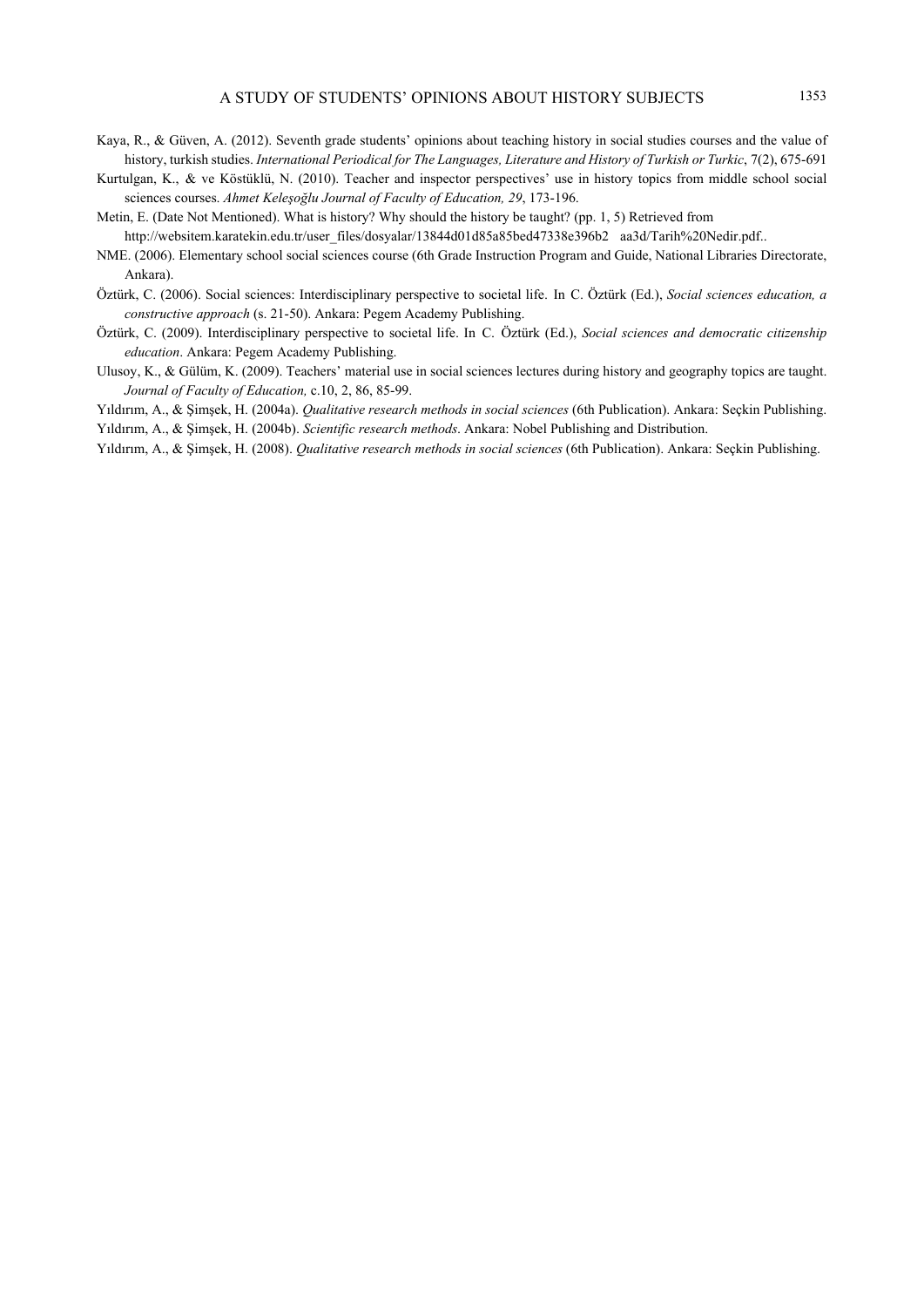Kaya, R., & Güven, A. (2012). Seventh grade students' opinions about teaching history in social studies courses and the value of history, turkish studies. *International Periodical for The Languages, Literature and History of Turkish or Turkic*, 7(2), 675-691

Kurtulgan, K., & ve Köstüklü, N. (2010). Teacher and inspector perspectives' use in history topics from middle school social sciences courses. *Ahmet Keleşoğlu Journal of Faculty of Education, 29*, 173-196.

Metin, E. (Date Not Mentioned). What is history? Why should the history be taught? (pp. 1, 5) Retrieved from http://websitem.karatekin.edu.tr/user_files/dosyalar/13844d01d85a85bed47338e396b2 aa3d/Tarih%20Nedir.pdf..

NME. (2006). Elementary school social sciences course (6th Grade Instruction Program and Guide, National Libraries Directorate, Ankara).

Öztürk, C. (2006). Social sciences: Interdisciplinary perspective to societal life. In C. Öztürk (Ed.), *Social sciences education, a constructive approach* (s. 21-50). Ankara: Pegem Academy Publishing.

Öztürk, C. (2009). Interdisciplinary perspective to societal life. In C. Öztürk (Ed.), *Social sciences and democratic citizenship education*. Ankara: Pegem Academy Publishing.

Ulusoy, K., & Gülüm, K. (2009). Teachers' material use in social sciences lectures during history and geography topics are taught. *Journal of Faculty of Education,* c.10, 2, 86, 85-99.

Yıldırım, A., & Şimşek, H. (2004a). *Qualitative research methods in social sciences* (6th Publication). Ankara: Seçkin Publishing.

Yıldırım, A., & Şimşek, H. (2004b). *Scientific research methods*. Ankara: Nobel Publishing and Distribution.

Yıldırım, A., & Şimşek, H. (2008). *Qualitative research methods in social sciences* (6th Publication). Ankara: Seçkin Publishing.